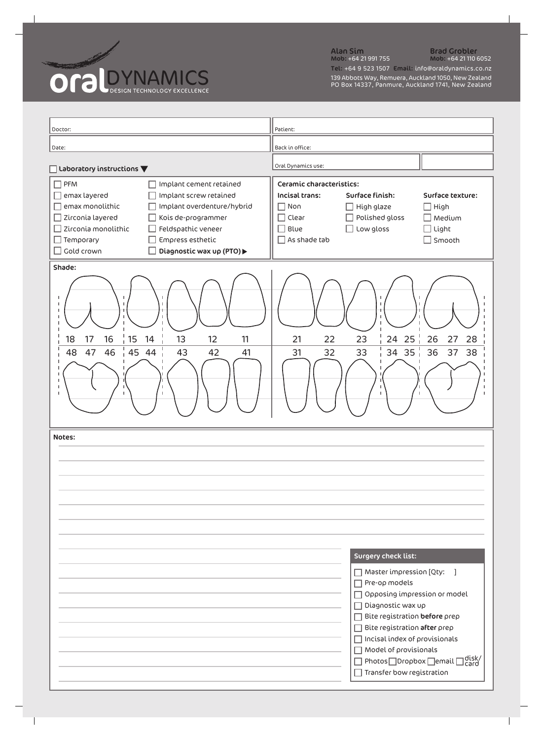# oral DYNAMICS

DESIGN TECHNOLOGY EXCELLENCE

**Alan Sim** Mob: +64 21 991 755

**Brad Grobler** Mob: +64 21 110 6052

Tel: +64 9 523 1507 Email: info@oraldynamics.co.nz

139 Abbots Way, Remuera, Auckland 1050, New Zealand
PO Box 14337, Panmure, Auckland 1741, New Zealand

| | |
|---|---|
| Doctor: | Patient: |
| Date: | Back in office: |
| | Oral Dynamics use: |

☐ **Laboratory instructions ▼**

- ☐ PFM
- ☐ emax layered
- ☐ emax monolithic
- ☐ Zirconia layered
- ☐ Zirconia monolithic
- ☐ Temporary
- ☐ Gold crown
- ☐ Implant cement retained
- ☐ Implant screw retained
- ☐ Implant overdenture/hybrid
- ☐ Kois de-programmer
- ☐ Feldspathic veneer
- ☐ Empress esthetic
- ☐ **Diagnostic wax up (PTO) ▶**

**Ceramic characteristics:**

| Incisal trans: | Surface finish: | Surface texture: |
|---|---|---|
| ☐ Non | ☐ High glaze | ☐ High |
| ☐ Clear | ☐ Polished gloss | ☐ Medium |
| ☐ Blue | ☐ Low gloss | ☐ Light |
| ☐ As shade tab | | ☐ Smooth |

**Shade:**

18 17 16 | 15 14 | 13 12 11 | 21 22 23 | 24 25 | 26 27 28

48 47 46 | 45 44 | 43 42 41 | 31 32 33 | 34 35 | 36 37 38

**Notes:**

**Surgery check list:**

- ☐ Master impression [Qty: ]
- ☐ Pre-op models
- ☐ Opposing impression or model
- ☐ Diagnostic wax up
- ☐ Bite registration **before** prep
- ☐ Bite registration **after** prep
- ☐ Incisal index of provisionals
- ☐ Model of provisionals
- ☐ Photos ☐ Dropbox ☐ email ☐ disk/card
- ☐ Transfer bow registration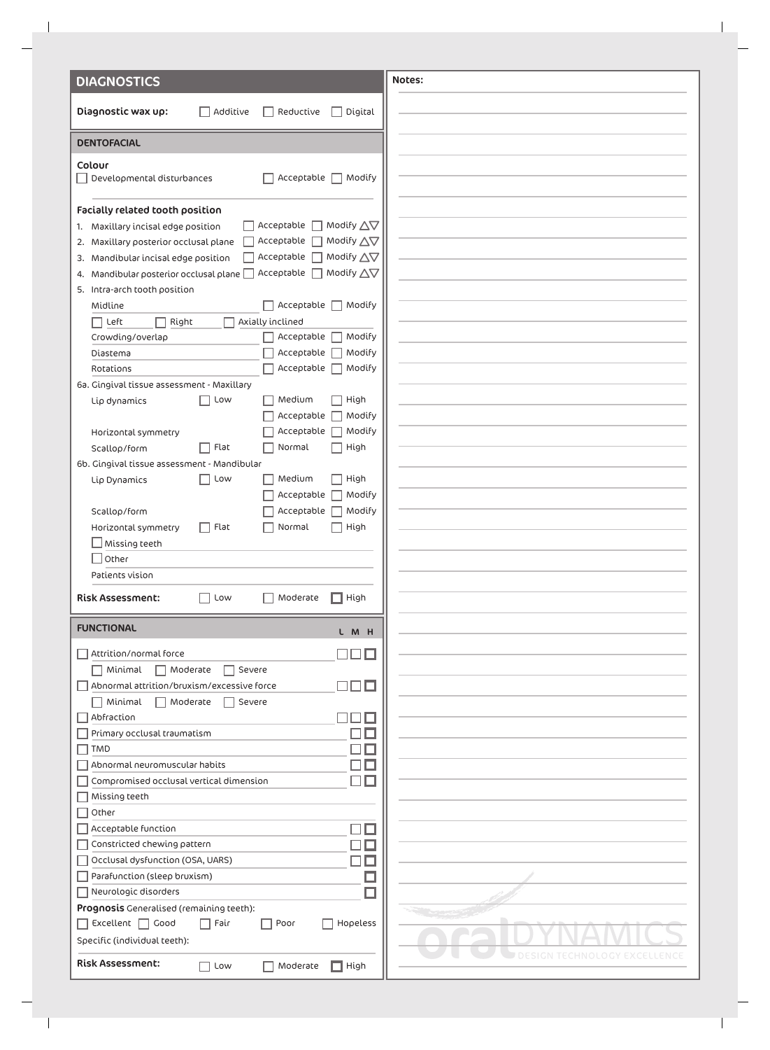## DIAGNOSTICS

**Diagnostic wax up:** ☐ Additive ☐ Reductive ☐ Digital

### DENTOFACIAL

**Colour**

☐ Developmental disturbances ☐ Acceptable ☐ Modify

**Facially related tooth position**

1. Maxillary incisal edge position ☐ Acceptable ☐ Modify △▽
2. Maxillary posterior occlusal plane ☐ Acceptable ☐ Modify △▽
3. Mandibular incisal edge position ☐ Acceptable ☐ Modify △▽
4. Mandibular posterior occlusal plane ☐ Acceptable ☐ Modify △▽
5. Intra-arch tooth position

| | | | | |
|---|---|---|---|---|
| Midline | | | ☐ Acceptable | ☐ Modify |
| ☐ Left | ☐ Right | ☐ Axially inclined | | |
| Crowding/overlap | | | ☐ Acceptable | ☐ Modify |
| Diastema | | | ☐ Acceptable | ☐ Modify |
| Rotations | | | ☐ Acceptable | ☐ Modify |

6a. Gingival tissue assessment - Maxillary

| | | | |
|---|---|---|---|
| Lip dynamics | ☐ Low | ☐ Medium | ☐ High |
| | | ☐ Acceptable | ☐ Modify |
| Horizontal symmetry | | ☐ Acceptable | ☐ Modify |
| Scallop/form | ☐ Flat | ☐ Normal | ☐ High |

6b. Gingival tissue assessment - Mandibular

| | | | |
|---|---|---|---|
| Lip Dynamics | ☐ Low | ☐ Medium | ☐ High |
| | | ☐ Acceptable | ☐ Modify |
| Scallop/form | | ☐ Acceptable | ☐ Modify |
| Horizontal symmetry | ☐ Flat | ☐ Normal | ☐ High |

☐ Missing teeth

☐ Other

Patients vision

**Risk Assessment:** ☐ Low ☐ Moderate ☐ High

### FUNCTIONAL

| | L | M | H |
|---|---|---|---|
| ☐ Attrition/normal force | ☐ | ☐ | ☐ |
| ☐ Minimal ☐ Moderate ☐ Severe | | | |
| ☐ Abnormal attrition/bruxism/excessive force | ☐ | ☐ | ☐ |
| ☐ Minimal ☐ Moderate ☐ Severe | | | |
| ☐ Abfraction | ☐ | ☐ | ☐ |
| ☐ Primary occlusal traumatism | | ☐ | ☐ |
| ☐ TMD | | ☐ | ☐ |
| ☐ Abnormal neuromuscular habits | | ☐ | ☐ |
| ☐ Compromised occlusal vertical dimension | | ☐ | ☐ |
| ☐ Missing teeth | | | |
| ☐ Other | | | |
| ☐ Acceptable function | | ☐ | ☐ |
| ☐ Constricted chewing pattern | | ☐ | ☐ |
| ☐ Occlusal dysfunction (OSA, UARS) | | ☐ | ☐ |
| ☐ Parafunction (sleep bruxism) | | | ☐ |
| ☐ Neurologic disorders | | | ☐ |

**Prognosis** Generalised (remaining teeth):

☐ Excellent ☐ Good ☐ Fair ☐ Poor ☐ Hopeless

Specific (individual teeth):

**Risk Assessment:** ☐ Low ☐ Moderate ☐ High

**Notes:**

oral DYNAMICS
DESIGN TECHNOLOGY EXCELLENCE